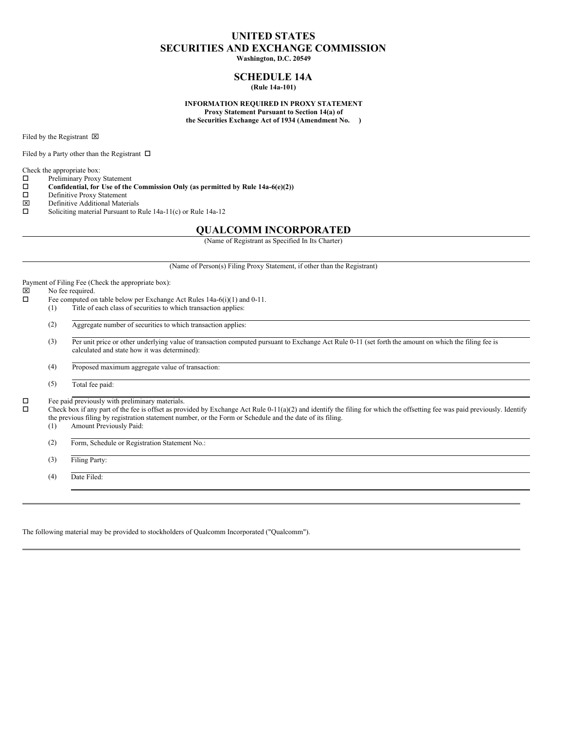# UNITED STATES
# SECURITIES AND EXCHANGE COMMISSION

**Washington, D.C. 20549**

## SCHEDULE 14A

**(Rule 14a-101)**

**INFORMATION REQUIRED IN PROXY STATEMENT**
**Proxy Statement Pursuant to Section 14(a) of**
**the Securities Exchange Act of 1934 (Amendment No. )**

Filed by the Registrant ☒

Filed by a Party other than the Registrant ☐

Check the appropriate box:

☐ Preliminary Proxy Statement
☐ **Confidential, for Use of the Commission Only (as permitted by Rule 14a-6(e)(2))**
☐ Definitive Proxy Statement
☒ Definitive Additional Materials
☐ Soliciting material Pursuant to Rule 14a-11(c) or Rule 14a-12

## QUALCOMM INCORPORATED

(Name of Registrant as Specified In Its Charter)

(Name of Person(s) Filing Proxy Statement, if other than the Registrant)

Payment of Filing Fee (Check the appropriate box):

☒ No fee required.
☐ Fee computed on table below per Exchange Act Rules 14a-6(i)(1) and 0-11.

(1) Title of each class of securities to which transaction applies:

(2) Aggregate number of securities to which transaction applies:

(3) Per unit price or other underlying value of transaction computed pursuant to Exchange Act Rule 0-11 (set forth the amount on which the filing fee is calculated and state how it was determined):

(4) Proposed maximum aggregate value of transaction:

(5) Total fee paid:

☐ Fee paid previously with preliminary materials.
☐ Check box if any part of the fee is offset as provided by Exchange Act Rule 0-11(a)(2) and identify the filing for which the offsetting fee was paid previously. Identify the previous filing by registration statement number, or the Form or Schedule and the date of its filing.

(1) Amount Previously Paid:

(2) Form, Schedule or Registration Statement No.:

(3) Filing Party:

(4) Date Filed:

---

The following material may be provided to stockholders of Qualcomm Incorporated ("Qualcomm").

---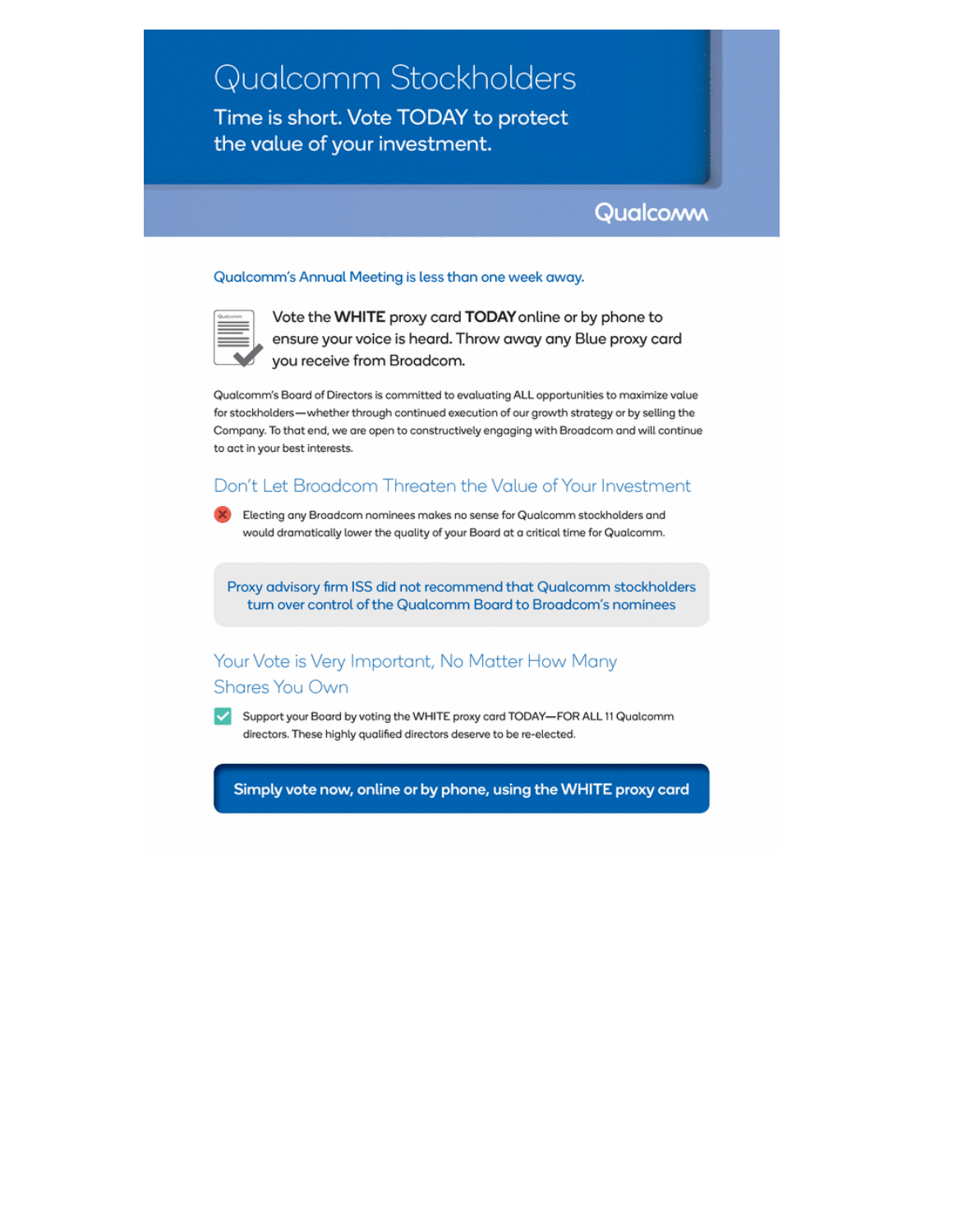# Qualcomm Stockholders

**Time is short. Vote TODAY to protect the value of your investment.**

Qualcomm

Qualcomm's Annual Meeting is less than one week away.

Vote the **WHITE** proxy card **TODAY** online or by phone to ensure your voice is heard. Throw away any Blue proxy card you receive from Broadcom.

Qualcomm's Board of Directors is committed to evaluating ALL opportunities to maximize value for stockholders—whether through continued execution of our growth strategy or by selling the Company. To that end, we are open to constructively engaging with Broadcom and will continue to act in your best interests.

## Don't Let Broadcom Threaten the Value of Your Investment

- Electing any Broadcom nominees makes no sense for Qualcomm stockholders and would dramatically lower the quality of your Board at a critical time for Qualcomm.

Proxy advisory firm ISS did not recommend that Qualcomm stockholders turn over control of the Qualcomm Board to Broadcom's nominees

## Your Vote is Very Important, No Matter How Many Shares You Own

- Support your Board by voting the WHITE proxy card TODAY—FOR ALL 11 Qualcomm directors. These highly qualified directors deserve to be re-elected.

**Simply vote now, online or by phone, using the WHITE proxy card**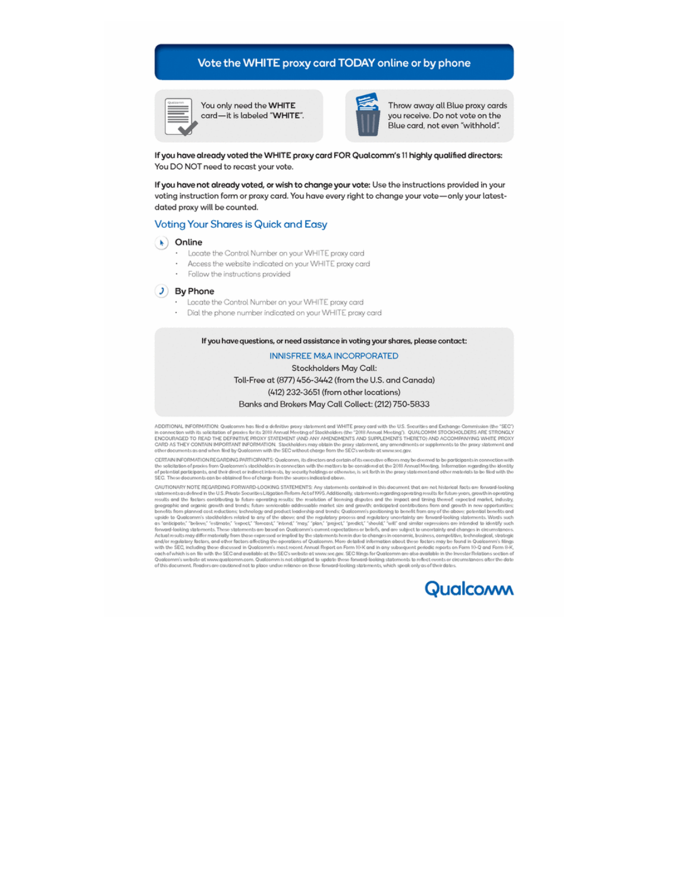# Vote the WHITE proxy card TODAY online or by phone

You only need the **WHITE** card—it is labeled "**WHITE**".

Throw away all Blue proxy cards you receive. Do not vote on the Blue card, not even "withhold".

**If you have already voted the WHITE proxy card FOR Qualcomm's 11 highly qualified directors:** You DO NOT need to recast your vote.

**If you have not already voted, or wish to change your vote:** Use the instructions provided in your voting instruction form or proxy card. You have every right to change your vote—only your latest-dated proxy will be counted.

## Voting Your Shares is Quick and Easy

### Online

- Locate the Control Number on your WHITE proxy card
- Access the website indicated on your WHITE proxy card
- Follow the instructions provided

### By Phone

- Locate the Control Number on your WHITE proxy card
- Dial the phone number indicated on your WHITE proxy card

**If you have questions, or need assistance in voting your shares, please contact:**

INNISFREE M&A INCORPORATED
Stockholders May Call:
Toll-Free at (877) 456-3442 (from the U.S. and Canada)
(412) 232-3651 (from other locations)
Banks and Brokers May Call Collect: (212) 750-5833

ADDITIONAL INFORMATION: Qualcomm has filed a definitive proxy statement and WHITE proxy card with the U.S. Securities and Exchange Commission (the "SEC") in connection with its solicitation of proxies for its 2018 Annual Meeting of Stockholders (the "2018 Annual Meeting"). QUALCOMM STOCKHOLDERS ARE STRONGLY ENCOURAGED TO READ THE DEFINITIVE PROXY STATEMENT (AND ANY AMENDMENTS AND SUPPLEMENTS THERETO) AND ACCOMPANYING WHITE PROXY CARD AS THEY CONTAIN IMPORTANT INFORMATION. Stockholders may obtain the proxy statement, any amendments or supplements to the proxy statement, and other documents as and when filed by Qualcomm with the SEC without charge from the SEC's website at www.sec.gov.

CERTAIN INFORMATION REGARDING PARTICIPANTS: Qualcomm, its directors and certain of its executive officers may be deemed to be participants in connection with the solicitation of proxies from Qualcomm's stockholders in connection with the matters to be considered at the 2018 Annual Meeting. Information regarding the identity of potential participants, and their direct or indirect interests, by security holdings or otherwise, is set forth in the proxy statement and other materials to be filed with the SEC. These documents can be obtained free of charge from the sources indicated above.

CAUTIONARY NOTE REGARDING FORWARD-LOOKING STATEMENTS: Any statements contained in this document that are not historical facts are forward-looking statements as defined in the U.S. Private Securities Litigation Reform Act of 1995. Additionally, statements regarding operating results for future years, growth in operating results and the factors contributing to future operating results; the resolution of licensing disputes and the impact and timing thereof; expected market, industry, geographic and organic growth and trends; future serviceable addressable market size and growth; anticipated contributions from and growth in new opportunities; benefits from planned cost reductions; technology and product leadership and trends; Qualcomm's positioning to benefit from any of the above; potential benefits and upside to Qualcomm's stockholders related to any of the above; and the regulatory process and regulatory uncertainty are forward-looking statements. Words such as "anticipate," "believe," "estimate," "expect," "forecast," "intend," "may," "plan," "project," "predict," "should," "will" and similar expressions are intended to identify such forward-looking statements. These statements are based on Qualcomm's current expectations or beliefs, and are subject to uncertainty and changes in circumstances. Actual results may differ materially from those expressed or implied by the statements herein due to changes in economic, business, competitive, technological, strategic and/or regulatory factors, and other factors affecting the operations of Qualcomm. More detailed information about these factors may be found in Qualcomm's filings with the SEC, including those discussed in Qualcomm's most recent Annual Report on Form 10-K and in any subsequent periodic reports on Form 10-Q and Form 8-K, each of which is on file with the SEC and available at the SEC's website at www.sec.gov. SEC filings for Qualcomm are also available in the Investor Relations section of Qualcomm's website at www.qualcomm.com. Qualcomm is not obligated to update these forward-looking statements to reflect events or circumstances after the date of this document. Readers are cautioned not to place undue reliance on these forward-looking statements, which speak only as of their dates.

Qualcomm